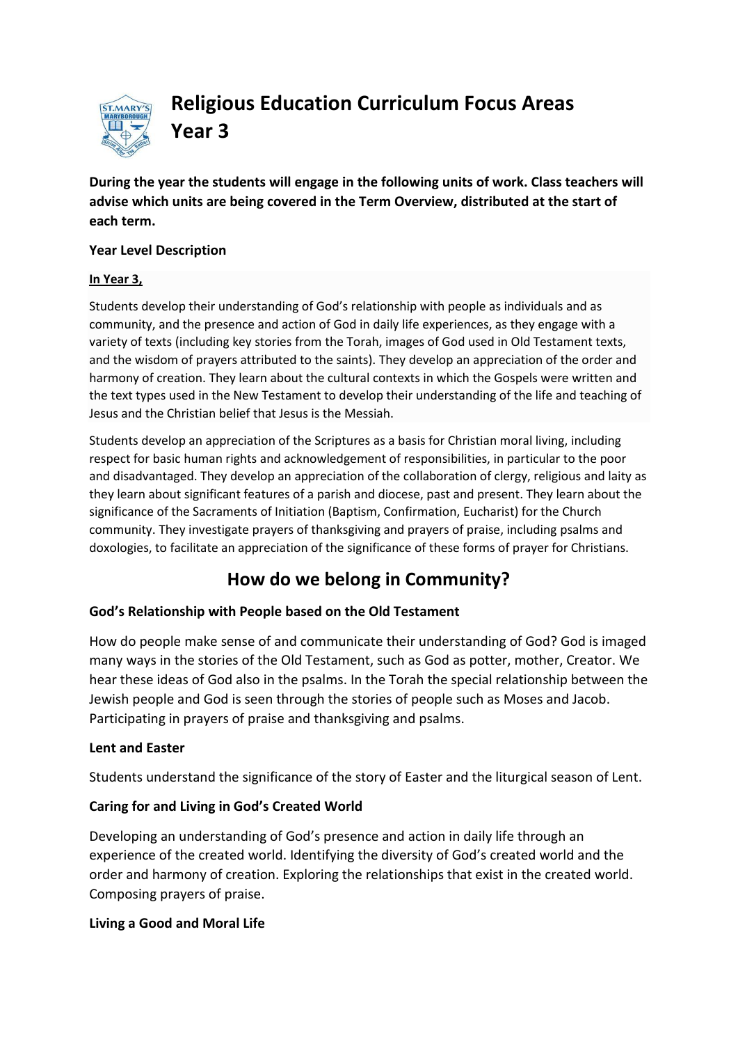# Religious Education Curriculum Focus Areas Year 3

**During the year the students will engage in the following units of work. Class teachers will advise which units are being covered in the Term Overview, distributed at the start of each term.**

**Year Level Description**

**In Year 3,**

Students develop their understanding of God's relationship with people as individuals and as community, and the presence and action of God in daily life experiences, as they engage with a variety of texts (including key stories from the Torah, images of God used in Old Testament texts, and the wisdom of prayers attributed to the saints). They develop an appreciation of the order and harmony of creation. They learn about the cultural contexts in which the Gospels were written and the text types used in the New Testament to develop their understanding of the life and teaching of Jesus and the Christian belief that Jesus is the Messiah.

Students develop an appreciation of the Scriptures as a basis for Christian moral living, including respect for basic human rights and acknowledgement of responsibilities, in particular to the poor and disadvantaged. They develop an appreciation of the collaboration of clergy, religious and laity as they learn about significant features of a parish and diocese, past and present. They learn about the significance of the Sacraments of Initiation (Baptism, Confirmation, Eucharist) for the Church community. They investigate prayers of thanksgiving and prayers of praise, including psalms and doxologies, to facilitate an appreciation of the significance of these forms of prayer for Christians.

## How do we belong in Community?

**God's Relationship with People based on the Old Testament**

How do people make sense of and communicate their understanding of God? God is imaged many ways in the stories of the Old Testament, such as God as potter, mother, Creator. We hear these ideas of God also in the psalms. In the Torah the special relationship between the Jewish people and God is seen through the stories of people such as Moses and Jacob. Participating in prayers of praise and thanksgiving and psalms.

**Lent and Easter**

Students understand the significance of the story of Easter and the liturgical season of Lent.

**Caring for and Living in God's Created World**

Developing an understanding of God's presence and action in daily life through an experience of the created world. Identifying the diversity of God's created world and the order and harmony of creation. Exploring the relationships that exist in the created world. Composing prayers of praise.

**Living a Good and Moral Life**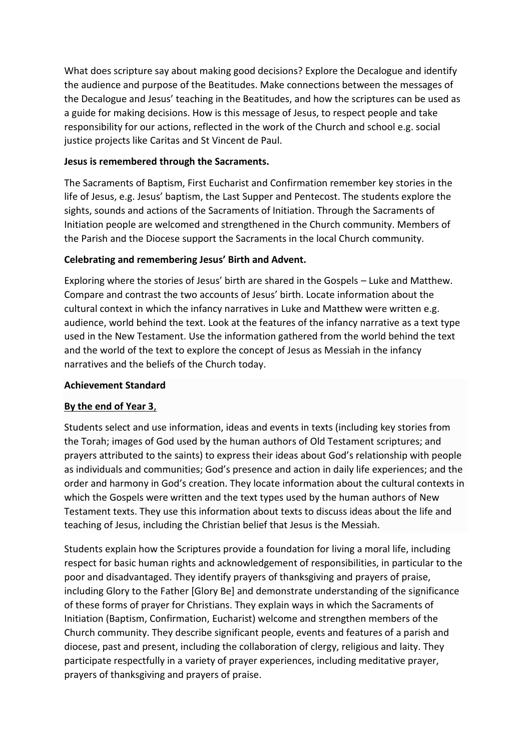What does scripture say about making good decisions? Explore the Decalogue and identify the audience and purpose of the Beatitudes. Make connections between the messages of the Decalogue and Jesus' teaching in the Beatitudes, and how the scriptures can be used as a guide for making decisions. How is this message of Jesus, to respect people and take responsibility for our actions, reflected in the work of the Church and school e.g. social justice projects like Caritas and St Vincent de Paul.

**Jesus is remembered through the Sacraments.**

The Sacraments of Baptism, First Eucharist and Confirmation remember key stories in the life of Jesus, e.g. Jesus' baptism, the Last Supper and Pentecost. The students explore the sights, sounds and actions of the Sacraments of Initiation. Through the Sacraments of Initiation people are welcomed and strengthened in the Church community. Members of the Parish and the Diocese support the Sacraments in the local Church community.

**Celebrating and remembering Jesus' Birth and Advent.**

Exploring where the stories of Jesus' birth are shared in the Gospels – Luke and Matthew. Compare and contrast the two accounts of Jesus' birth. Locate information about the cultural context in which the infancy narratives in Luke and Matthew were written e.g. audience, world behind the text. Look at the features of the infancy narrative as a text type used in the New Testament. Use the information gathered from the world behind the text and the world of the text to explore the concept of Jesus as Messiah in the infancy narratives and the beliefs of the Church today.

**Achievement Standard**

**By the end of Year 3**,

Students select and use information, ideas and events in texts (including key stories from the Torah; images of God used by the human authors of Old Testament scriptures; and prayers attributed to the saints) to express their ideas about God's relationship with people as individuals and communities; God's presence and action in daily life experiences; and the order and harmony in God's creation. They locate information about the cultural contexts in which the Gospels were written and the text types used by the human authors of New Testament texts. They use this information about texts to discuss ideas about the life and teaching of Jesus, including the Christian belief that Jesus is the Messiah.

Students explain how the Scriptures provide a foundation for living a moral life, including respect for basic human rights and acknowledgement of responsibilities, in particular to the poor and disadvantaged. They identify prayers of thanksgiving and prayers of praise, including Glory to the Father [Glory Be] and demonstrate understanding of the significance of these forms of prayer for Christians. They explain ways in which the Sacraments of Initiation (Baptism, Confirmation, Eucharist) welcome and strengthen members of the Church community. They describe significant people, events and features of a parish and diocese, past and present, including the collaboration of clergy, religious and laity. They participate respectfully in a variety of prayer experiences, including meditative prayer, prayers of thanksgiving and prayers of praise.